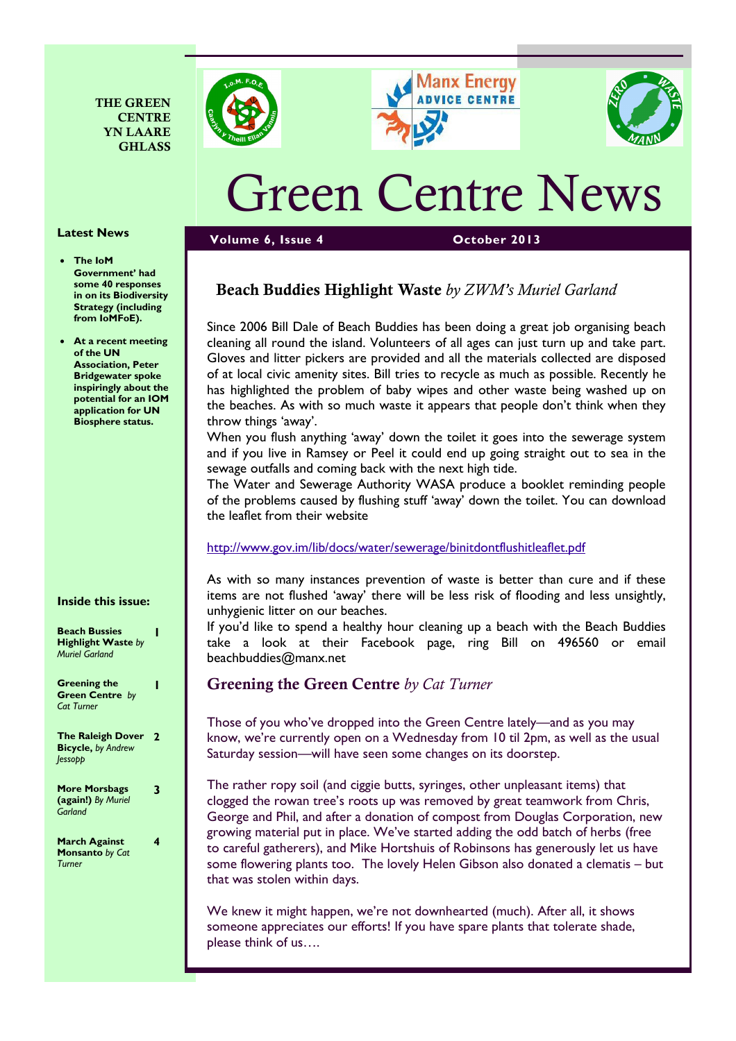THE GREEN CENTRE YN LAARE GHLASS

# Green Centre News

**Volume 6, Issue 4** **October 2013**

## Latest News

- **The IoM Government' had some 40 responses in on its Biodiversity Strategy (including from IoMFoE).**
- **At a recent meeting of the UN Association, Peter Bridgewater spoke inspiringly about the potential for an IOM application for UN Biosphere status.**

## Inside this issue:

| | |
|---|---|
| **Beach Bussies Highlight Waste** *by Muriel Garland* | 1 |
| **Greening the Green Centre** *by Cat Turner* | 1 |
| **The Raleigh Dover Bicycle,** *by Andrew Jessopp* | 2 |
| **More Morsbags (again!)** *By Muriel Garland* | 3 |
| **March Against Monsanto** *by Cat Turner* | 4 |

## Beach Buddies Highlight Waste *by ZWM's Muriel Garland*

Since 2006 Bill Dale of Beach Buddies has been doing a great job organising beach cleaning all round the island. Volunteers of all ages can just turn up and take part. Gloves and litter pickers are provided and all the materials collected are disposed of at local civic amenity sites. Bill tries to recycle as much as possible. Recently he has highlighted the problem of baby wipes and other waste being washed up on the beaches. As with so much waste it appears that people don't think when they throw things 'away'.

When you flush anything 'away' down the toilet it goes into the sewerage system and if you live in Ramsey or Peel it could end up going straight out to sea in the sewage outfalls and coming back with the next high tide.

The Water and Sewerage Authority WASA produce a booklet reminding people of the problems caused by flushing stuff 'away' down the toilet. You can download the leaflet from their website

http://www.gov.im/lib/docs/water/sewerage/binitdontflushitleaflet.pdf

As with so many instances prevention of waste is better than cure and if these items are not flushed 'away' there will be less risk of flooding and less unsightly, unhygienic litter on our beaches.

If you'd like to spend a healthy hour cleaning up a beach with the Beach Buddies take a look at their Facebook page, ring Bill on 496560 or email beachbuddies@manx.net

## Greening the Green Centre *by Cat Turner*

Those of you who've dropped into the Green Centre lately—and as you may know, we're currently open on a Wednesday from 10 til 2pm, as well as the usual Saturday session—will have seen some changes on its doorstep.

The rather ropy soil (and ciggie butts, syringes, other unpleasant items) that clogged the rowan tree's roots up was removed by great teamwork from Chris, George and Phil, and after a donation of compost from Douglas Corporation, new growing material put in place. We've started adding the odd batch of herbs (free to careful gatherers), and Mike Hortshuis of Robinsons has generously let us have some flowering plants too. The lovely Helen Gibson also donated a clematis – but that was stolen within days.

We knew it might happen, we're not downhearted (much). After all, it shows someone appreciates our efforts! If you have spare plants that tolerate shade, please think of us….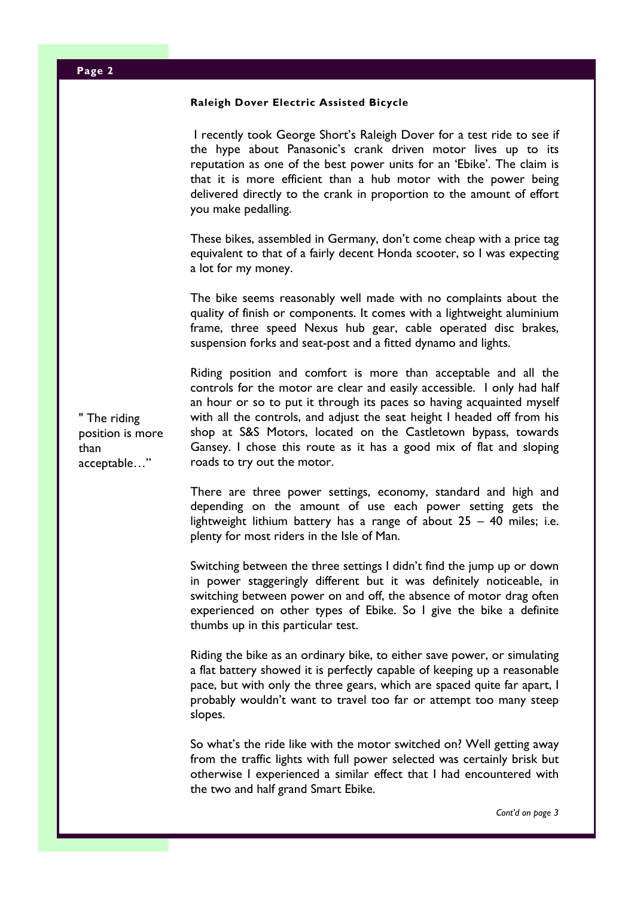### Raleigh Dover Electric Assisted Bicycle

I recently took George Short's Raleigh Dover for a test ride to see if the hype about Panasonic's crank driven motor lives up to its reputation as one of the best power units for an 'Ebike'. The claim is that it is more efficient than a hub motor with the power being delivered directly to the crank in proportion to the amount of effort you make pedalling.

These bikes, assembled in Germany, don't come cheap with a price tag equivalent to that of a fairly decent Honda scooter, so I was expecting a lot for my money.

The bike seems reasonably well made with no complaints about the quality of finish or components. It comes with a lightweight aluminium frame, three speed Nexus hub gear, cable operated disc brakes, suspension forks and seat-post and a fitted dynamo and lights.

Riding position and comfort is more than acceptable and all the controls for the motor are clear and easily accessible. I only had half an hour or so to put it through its paces so having acquainted myself with all the controls, and adjust the seat height I headed off from his shop at S&S Motors, located on the Castletown bypass, towards Gansey. I chose this route as it has a good mix of flat and sloping roads to try out the motor.

> " The riding position is more than acceptable…"

There are three power settings, economy, standard and high and depending on the amount of use each power setting gets the lightweight lithium battery has a range of about 25 – 40 miles; i.e. plenty for most riders in the Isle of Man.

Switching between the three settings I didn't find the jump up or down in power staggeringly different but it was definitely noticeable, in switching between power on and off, the absence of motor drag often experienced on other types of Ebike. So I give the bike a definite thumbs up in this particular test.

Riding the bike as an ordinary bike, to either save power, or simulating a flat battery showed it is perfectly capable of keeping up a reasonable pace, but with only the three gears, which are spaced quite far apart, I probably wouldn't want to travel too far or attempt too many steep slopes.

So what's the ride like with the motor switched on? Well getting away from the traffic lights with full power selected was certainly brisk but otherwise I experienced a similar effect that I had encountered with the two and half grand Smart Ebike.

*Cont'd on page 3*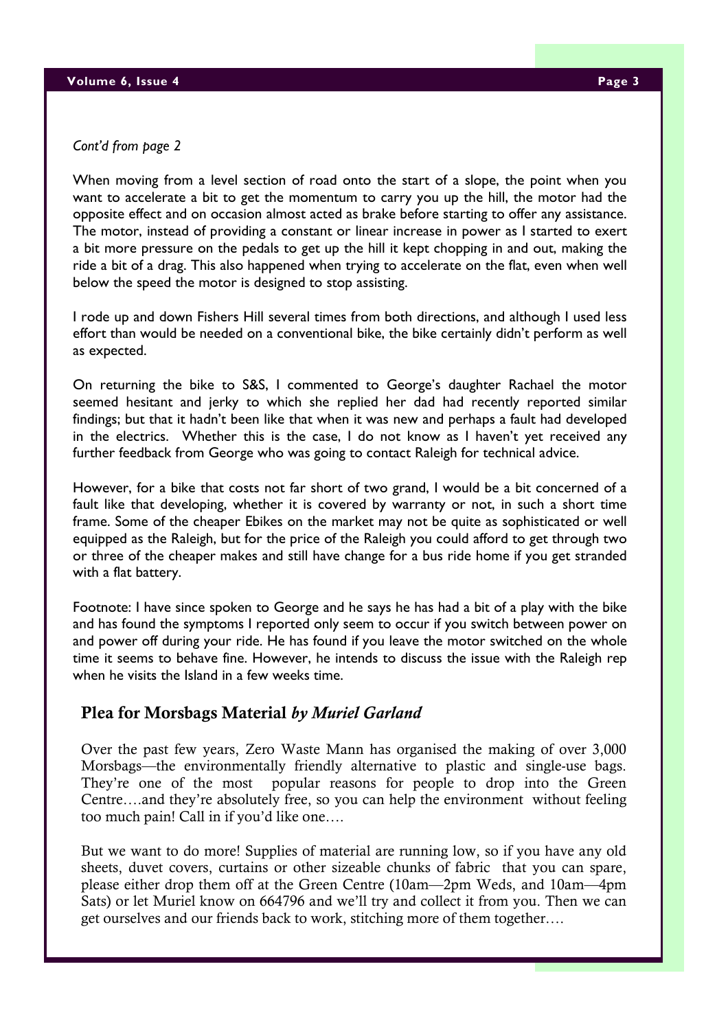*Cont'd from page 2*

When moving from a level section of road onto the start of a slope, the point when you want to accelerate a bit to get the momentum to carry you up the hill, the motor had the opposite effect and on occasion almost acted as brake before starting to offer any assistance. The motor, instead of providing a constant or linear increase in power as I started to exert a bit more pressure on the pedals to get up the hill it kept chopping in and out, making the ride a bit of a drag. This also happened when trying to accelerate on the flat, even when well below the speed the motor is designed to stop assisting.

I rode up and down Fishers Hill several times from both directions, and although I used less effort than would be needed on a conventional bike, the bike certainly didn't perform as well as expected.

On returning the bike to S&S, I commented to George's daughter Rachael the motor seemed hesitant and jerky to which she replied her dad had recently reported similar findings; but that it hadn't been like that when it was new and perhaps a fault had developed in the electrics. Whether this is the case, I do not know as I haven't yet received any further feedback from George who was going to contact Raleigh for technical advice.

However, for a bike that costs not far short of two grand, I would be a bit concerned of a fault like that developing, whether it is covered by warranty or not, in such a short time frame. Some of the cheaper Ebikes on the market may not be quite as sophisticated or well equipped as the Raleigh, but for the price of the Raleigh you could afford to get through two or three of the cheaper makes and still have change for a bus ride home if you get stranded with a flat battery.

Footnote: I have since spoken to George and he says he has had a bit of a play with the bike and has found the symptoms I reported only seem to occur if you switch between power on and power off during your ride. He has found if you leave the motor switched on the whole time it seems to behave fine. However, he intends to discuss the issue with the Raleigh rep when he visits the Island in a few weeks time.

## Plea for Morsbags Material *by Muriel Garland*

Over the past few years, Zero Waste Mann has organised the making of over 3,000 Morsbags—the environmentally friendly alternative to plastic and single-use bags. They're one of the most popular reasons for people to drop into the Green Centre….and they're absolutely free, so you can help the environment without feeling too much pain! Call in if you'd like one….

But we want to do more! Supplies of material are running low, so if you have any old sheets, duvet covers, curtains or other sizeable chunks of fabric that you can spare, please either drop them off at the Green Centre (10am—2pm Weds, and 10am—4pm Sats) or let Muriel know on 664796 and we'll try and collect it from you. Then we can get ourselves and our friends back to work, stitching more of them together….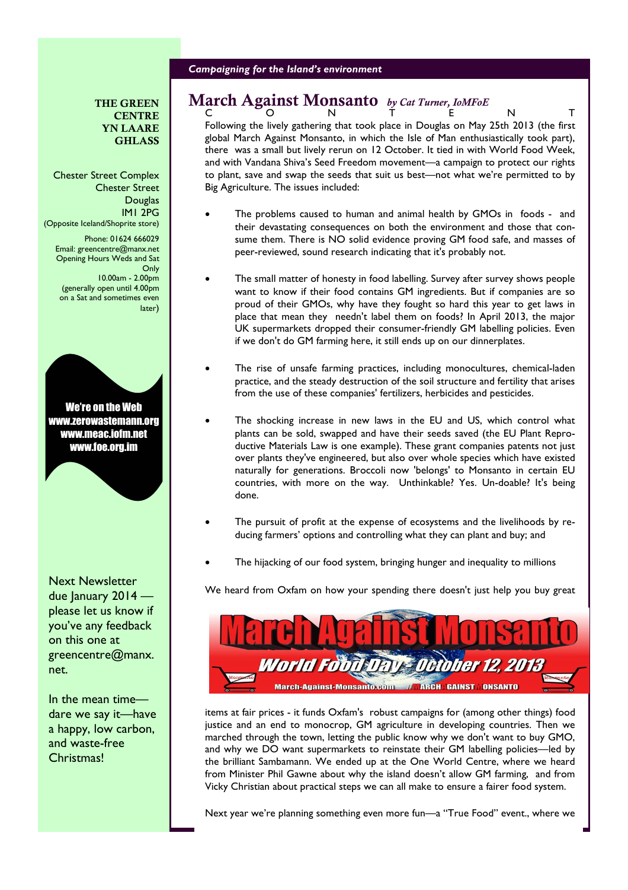*Campaigning for the Island's environment*

## March Against Monsanto *by Cat Turner, IoMFoE*

CONTENT

Following the lively gathering that took place in Douglas on May 25th 2013 (the first global March Against Monsanto, in which the Isle of Man enthusiastically took part), there was a small but lively rerun on 12 October. It tied in with World Food Week, and with Vandana Shiva's Seed Freedom movement—a campaign to protect our rights to plant, save and swap the seeds that suit us best—not what we're permitted to by Big Agriculture. The issues included:

- The problems caused to human and animal health by GMOs in foods - and their devastating consequences on both the environment and those that consume them. There is NO solid evidence proving GM food safe, and masses of peer-reviewed, sound research indicating that it's probably not.
- The small matter of honesty in food labelling. Survey after survey shows people want to know if their food contains GM ingredients. But if companies are so proud of their GMOs, why have they fought so hard this year to get laws in place that mean they needn't label them on foods? In April 2013, the major UK supermarkets dropped their consumer-friendly GM labelling policies. Even if we don't do GM farming here, it still ends up on our dinnerplates.
- The rise of unsafe farming practices, including monocultures, chemical-laden practice, and the steady destruction of the soil structure and fertility that arises from the use of these companies' fertilizers, herbicides and pesticides.
- The shocking increase in new laws in the EU and US, which control what plants can be sold, swapped and have their seeds saved (the EU Plant Reproductive Materials Law is one example). These grant companies patents not just over plants they've engineered, but also over whole species which have existed naturally for generations. Broccoli now 'belongs' to Monsanto in certain EU countries, with more on the way. Unthinkable? Yes. Un-doable? It's being done.
- The pursuit of profit at the expense of ecosystems and the livelihoods by reducing farmers' options and controlling what they can plant and buy; and
- The hijacking of our food system, bringing hunger and inequality to millions

We heard from Oxfam on how your spending there doesn't just help you buy great items at fair prices - it funds Oxfam's robust campaigns for (among other things) food justice and an end to monocrop, GM agriculture in developing countries. Then we marched through the town, letting the public know why we don't want to buy GMO, and why we DO want supermarkets to reinstate their GM labelling policies—led by the brilliant Sambamann. We ended up at the One World Centre, where we heard from Minister Phil Gawne about why the island doesn't allow GM farming, and from Vicky Christian about practical steps we can all make to ensure a fairer food system.

March Against Monsanto

World Food Day - October 12, 2013

March-Against-Monsanto.com #MARCHAGAINSTMONSANTO

Next year we're planning something even more fun—a "True Food" event., where we

**THE GREEN CENTRE YN LAARE GHLASS**

Chester Street Complex
Chester Street
Douglas
IM1 2PG
(Opposite Iceland/Shoprite store)

Phone: 01624 666029
Email: greencentre@manx.net
Opening Hours Weds and Sat Only
10.00am - 2.00pm
(generally open until 4.00pm on a Sat and sometimes even later)

**We're on the Web**
**www.zerowastemann.org**
**www.meac.iofm.net**
**www.foe.org.im**

Next Newsletter due January 2014 — please let us know if you've any feedback on this one at greencentre@manx.net.

In the mean time—dare we say it—have a happy, low carbon, and waste-free Christmas!